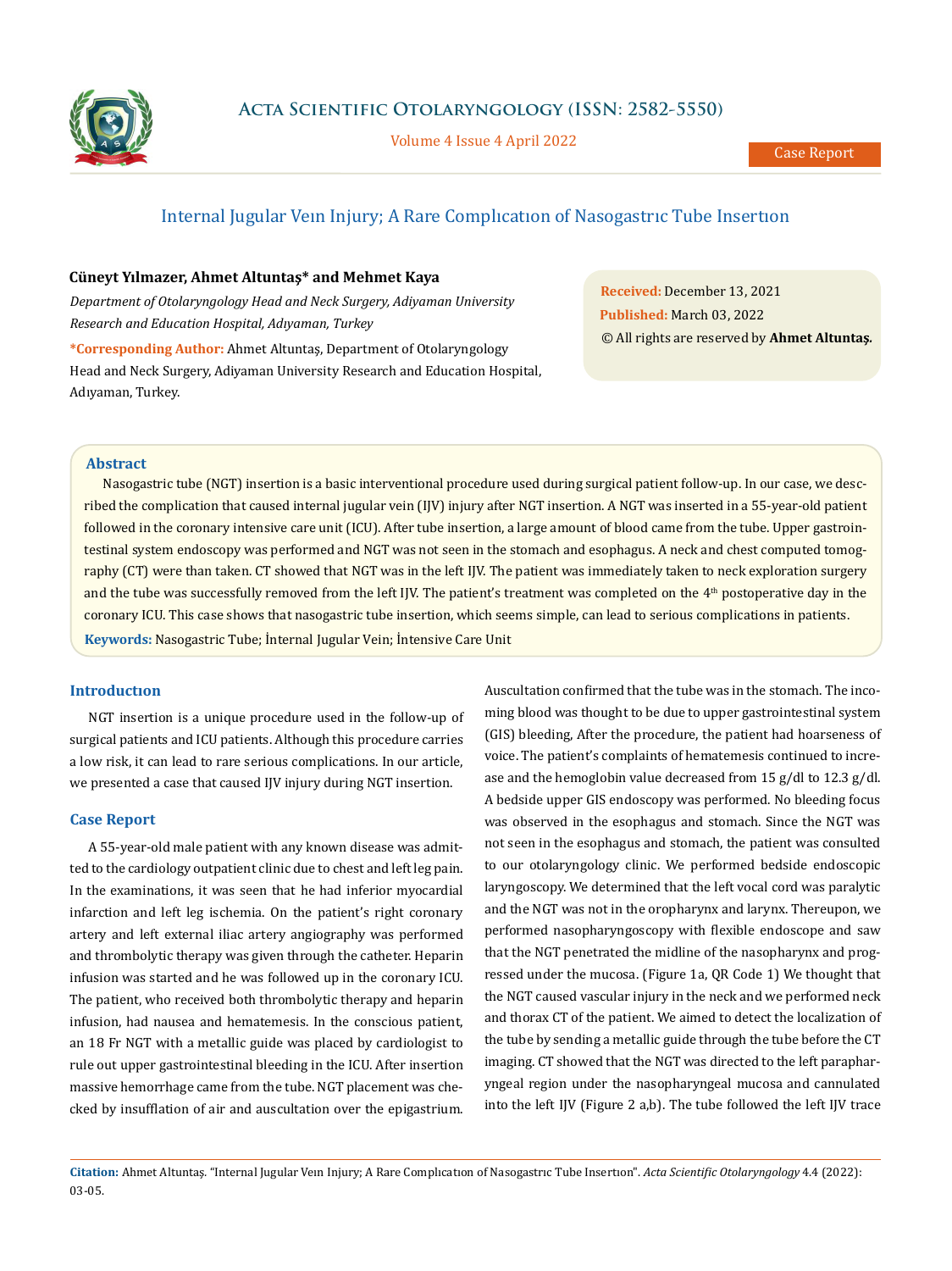# Internal Jugular Veın Injury; A Rare Complıcatıon of Nasogastrıc Tube Insertıon

**Cüneyt Yılmazer, Ahmet Altuntaş* and Mehmet Kaya**

*Department of Otolaryngology Head and Neck Surgery, Adiyaman University Research and Education Hospital, Adıyaman, Turkey*

***Corresponding Author:** Ahmet Altuntaş, Department of Otolaryngology Head and Neck Surgery, Adiyaman University Research and Education Hospital, Adıyaman, Turkey.

**Received:** December 13, 2021
**Published:** March 03, 2022
© All rights are reserved by **Ahmet Altuntaş.**

## Abstract

Nasogastric tube (NGT) insertion is a basic interventional procedure used during surgical patient follow-up. In our case, we described the complication that caused internal jugular vein (IJV) injury after NGT insertion. A NGT was inserted in a 55-year-old patient followed in the coronary intensive care unit (ICU). After tube insertion, a large amount of blood came from the tube. Upper gastrointestinal system endoscopy was performed and NGT was not seen in the stomach and esophagus. A neck and chest computed tomography (CT) were than taken. CT showed that NGT was in the left IJV. The patient was immediately taken to neck exploration surgery and the tube was successfully removed from the left IJV. The patient's treatment was completed on the 4th postoperative day in the coronary ICU. This case shows that nasogastric tube insertion, which seems simple, can lead to serious complications in patients.

**Keywords:** Nasogastric Tube; İnternal Jugular Vein; İntensive Care Unit

## Introductıon

NGT insertion is a unique procedure used in the follow-up of surgical patients and ICU patients. Although this procedure carries a low risk, it can lead to rare serious complications. In our article, we presented a case that caused IJV injury during NGT insertion.

## Case Report

A 55-year-old male patient with any known disease was admitted to the cardiology outpatient clinic due to chest and left leg pain. In the examinations, it was seen that he had inferior myocardial infarction and left leg ischemia. On the patient's right coronary artery and left external iliac artery angiography was performed and thrombolytic therapy was given through the catheter. Heparin infusion was started and he was followed up in the coronary ICU. The patient, who received both thrombolytic therapy and heparin infusion, had nausea and hematemesis. In the conscious patient, an 18 Fr NGT with a metallic guide was placed by cardiologist to rule out upper gastrointestinal bleeding in the ICU. After insertion massive hemorrhage came from the tube. NGT placement was checked by insufflation of air and auscultation over the epigastrium. Auscultation confirmed that the tube was in the stomach. The incoming blood was thought to be due to upper gastrointestinal system (GIS) bleeding, After the procedure, the patient had hoarseness of voice. The patient's complaints of hematemesis continued to increase and the hemoglobin value decreased from 15 g/dl to 12.3 g/dl. A bedside upper GIS endoscopy was performed. No bleeding focus was observed in the esophagus and stomach. Since the NGT was not seen in the esophagus and stomach, the patient was consulted to our otolaryngology clinic. We performed bedside endoscopic laryngoscopy. We determined that the left vocal cord was paralytic and the NGT was not in the oropharynx and larynx. Thereupon, we performed nasopharyngoscopy with flexible endoscope and saw that the NGT penetrated the midline of the nasopharynx and progressed under the mucosa. (Figure 1a, QR Code 1) We thought that the NGT caused vascular injury in the neck and we performed neck and thorax CT of the patient. We aimed to detect the localization of the tube by sending a metallic guide through the tube before the CT imaging. CT showed that the NGT was directed to the left parapharyngeal region under the nasopharyngeal mucosa and cannulated into the left IJV (Figure 2 a,b). The tube followed the left IJV trace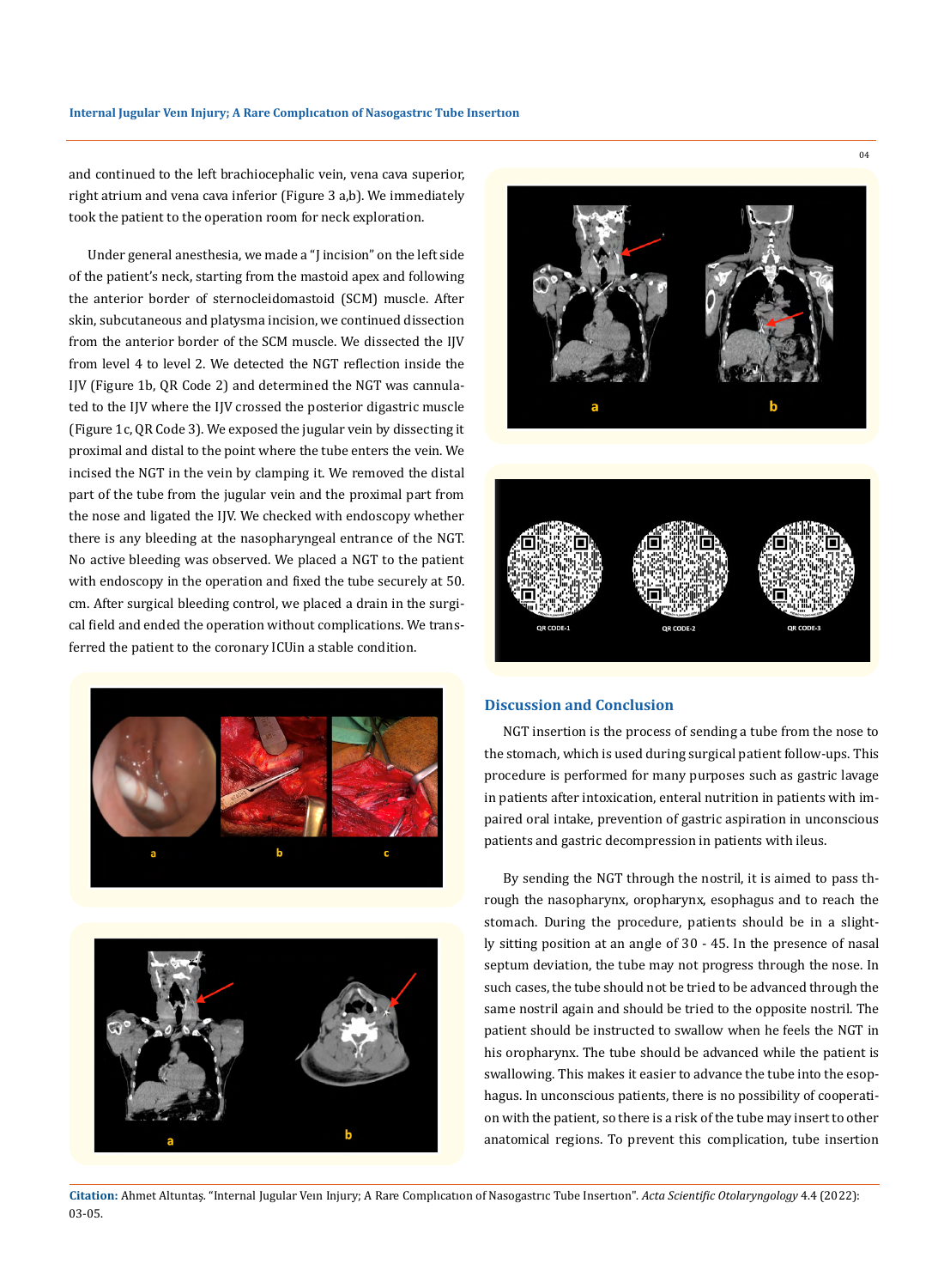and continued to the left brachiocephalic vein, vena cava superior, right atrium and vena cava inferior (Figure 3 a,b). We immediately took the patient to the operation room for neck exploration.

Under general anesthesia, we made a "J incision" on the left side of the patient's neck, starting from the mastoid apex and following the anterior border of sternocleidomastoid (SCM) muscle. After skin, subcutaneous and platysma incision, we continued dissection from the anterior border of the SCM muscle. We dissected the IJV from level 4 to level 2. We detected the NGT reflection inside the IJV (Figure 1b, QR Code 2) and determined the NGT was cannulated to the IJV where the IJV crossed the posterior digastric muscle (Figure 1c, QR Code 3). We exposed the jugular vein by dissecting it proximal and distal to the point where the tube enters the vein. We incised the NGT in the vein by clamping it. We removed the distal part of the tube from the jugular vein and the proximal part from the nose and ligated the IJV. We checked with endoscopy whether there is any bleeding at the nasopharyngeal entrance of the NGT. No active bleeding was observed. We placed a NGT to the patient with endoscopy in the operation and fixed the tube securely at 50. cm. After surgical bleeding control, we placed a drain in the surgical field and ended the operation without complications. We transferred the patient to the coronary ICUin a stable condition.

## Discussion and Conclusion

NGT insertion is the process of sending a tube from the nose to the stomach, which is used during surgical patient follow-ups. This procedure is performed for many purposes such as gastric lavage in patients after intoxication, enteral nutrition in patients with impaired oral intake, prevention of gastric aspiration in unconscious patients and gastric decompression in patients with ileus.

By sending the NGT through the nostril, it is aimed to pass through the nasopharynx, oropharynx, esophagus and to reach the stomach. During the procedure, patients should be in a slightly sitting position at an angle of 30 - 45. In the presence of nasal septum deviation, the tube may not progress through the nose. In such cases, the tube should not be tried to be advanced through the same nostril again and should be tried to the opposite nostril. The patient should be instructed to swallow when he feels the NGT in his oropharynx. The tube should be advanced while the patient is swallowing. This makes it easier to advance the tube into the esophagus. In unconscious patients, there is no possibility of cooperation with the patient, so there is a risk of the tube may insert to other anatomical regions. To prevent this complication, tube insertion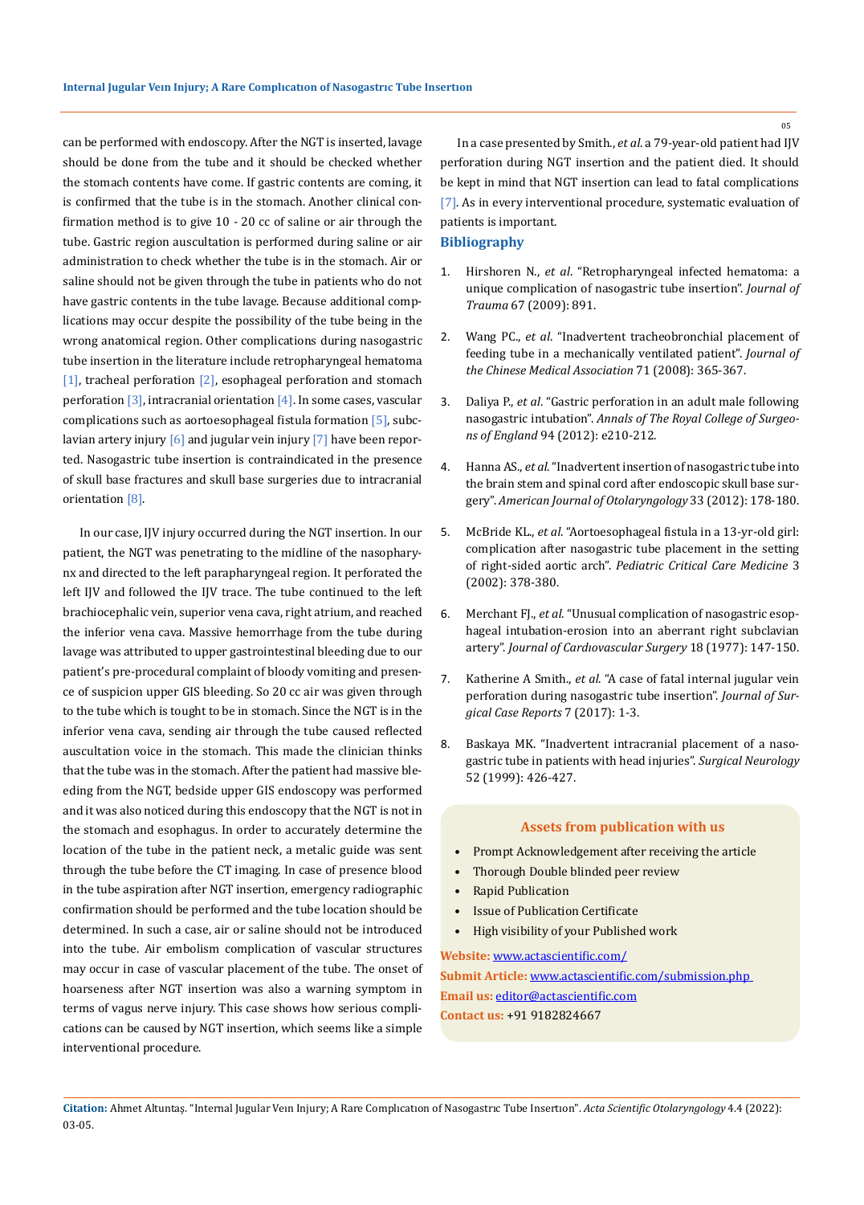can be performed with endoscopy. After the NGT is inserted, lavage should be done from the tube and it should be checked whether the stomach contents have come. If gastric contents are coming, it is confirmed that the tube is in the stomach. Another clinical confirmation method is to give 10 - 20 cc of saline or air through the tube. Gastric region auscultation is performed during saline or air administration to check whether the tube is in the stomach. Air or saline should not be given through the tube in patients who do not have gastric contents in the tube lavage. Because additional complications may occur despite the possibility of the tube being in the wrong anatomical region. Other complications during nasogastric tube insertion in the literature include retropharyngeal hematoma [1], tracheal perforation [2], esophageal perforation and stomach perforation [3], intracranial orientation [4]. In some cases, vascular complications such as aortoesophageal fistula formation [5], subclavian artery injury [6] and jugular vein injury [7] have been reported. Nasogastric tube insertion is contraindicated in the presence of skull base fractures and skull base surgeries due to intracranial orientation [8].

In our case, IJV injury occurred during the NGT insertion. In our patient, the NGT was penetrating to the midline of the nasopharynx and directed to the left parapharyngeal region. It perforated the left IJV and followed the IJV trace. The tube continued to the left brachiocephalic vein, superior vena cava, right atrium, and reached the inferior vena cava. Massive hemorrhage from the tube during lavage was attributed to upper gastrointestinal bleeding due to our patient's pre-procedural complaint of bloody vomiting and presence of suspicion upper GIS bleeding. So 20 cc air was given through to the tube which is tought to be in stomach. Since the NGT is in the inferior vena cava, sending air through the tube caused reflected auscultation voice in the stomach. This made the clinician thinks that the tube was in the stomach. After the patient had massive bleeding from the NGT, bedside upper GIS endoscopy was performed and it was also noticed during this endoscopy that the NGT is not in the stomach and esophagus. In order to accurately determine the location of the tube in the patient neck, a metalic guide was sent through the tube before the CT imaging. In case of presence blood in the tube aspiration after NGT insertion, emergency radiographic confirmation should be performed and the tube location should be determined. In such a case, air or saline should not be introduced into the tube. Air embolism complication of vascular structures may occur in case of vascular placement of the tube. The onset of hoarseness after NGT insertion was also a warning symptom in terms of vagus nerve injury. This case shows how serious complications can be caused by NGT insertion, which seems like a simple interventional procedure.

In a case presented by Smith., *et al.* a 79-year-old patient had IJV perforation during NGT insertion and the patient died. It should be kept in mind that NGT insertion can lead to fatal complications [7]. As in every interventional procedure, systematic evaluation of patients is important.

## Bibliography

1. Hirshoren N., *et al*. "Retropharyngeal infected hematoma: a unique complication of nasogastric tube insertion". *Journal of Trauma* 67 (2009): 891.
2. Wang PC., *et al*. "Inadvertent tracheobronchial placement of feeding tube in a mechanically ventilated patient". *Journal of the Chinese Medical Association* 71 (2008): 365-367.
3. Daliya P., *et al*. "Gastric perforation in an adult male following nasogastric intubation". *Annals of The Royal College of Surgeons of England* 94 (2012): e210-212.
4. Hanna AS., *et al*. "Inadvertent insertion of nasogastric tube into the brain stem and spinal cord after endoscopic skull base surgery". *American Journal of Otolaryngology* 33 (2012): 178-180.
5. McBride KL., *et al*. "Aortoesophageal fistula in a 13-yr-old girl: complication after nasogastric tube placement in the setting of right-sided aortic arch". *Pediatric Critical Care Medicine* 3 (2002): 378-380.
6. Merchant FJ., *et al*. "Unusual complication of nasogastric esophageal intubation-erosion into an aberrant right subclavian artery". *Journal of Cardıovascular Surgery* 18 (1977): 147-150.
7. Katherine A Smith., *et al*. "A case of fatal internal jugular vein perforation during nasogastric tube insertion". *Journal of Surgical Case Reports* 7 (2017): 1-3.
8. Baskaya MK. "Inadvertent intracranial placement of a nasogastric tube in patients with head injuries". *Surgical Neurology* 52 (1999): 426-427.

**Assets from publication with us**

- Prompt Acknowledgement after receiving the article
- Thorough Double blinded peer review
- Rapid Publication
- Issue of Publication Certificate
- High visibility of your Published work

**Website:** www.actascientific.com/
**Submit Article:** www.actascientific.com/submission.php
**Email us:** editor@actascientific.com
**Contact us:** +91 9182824667